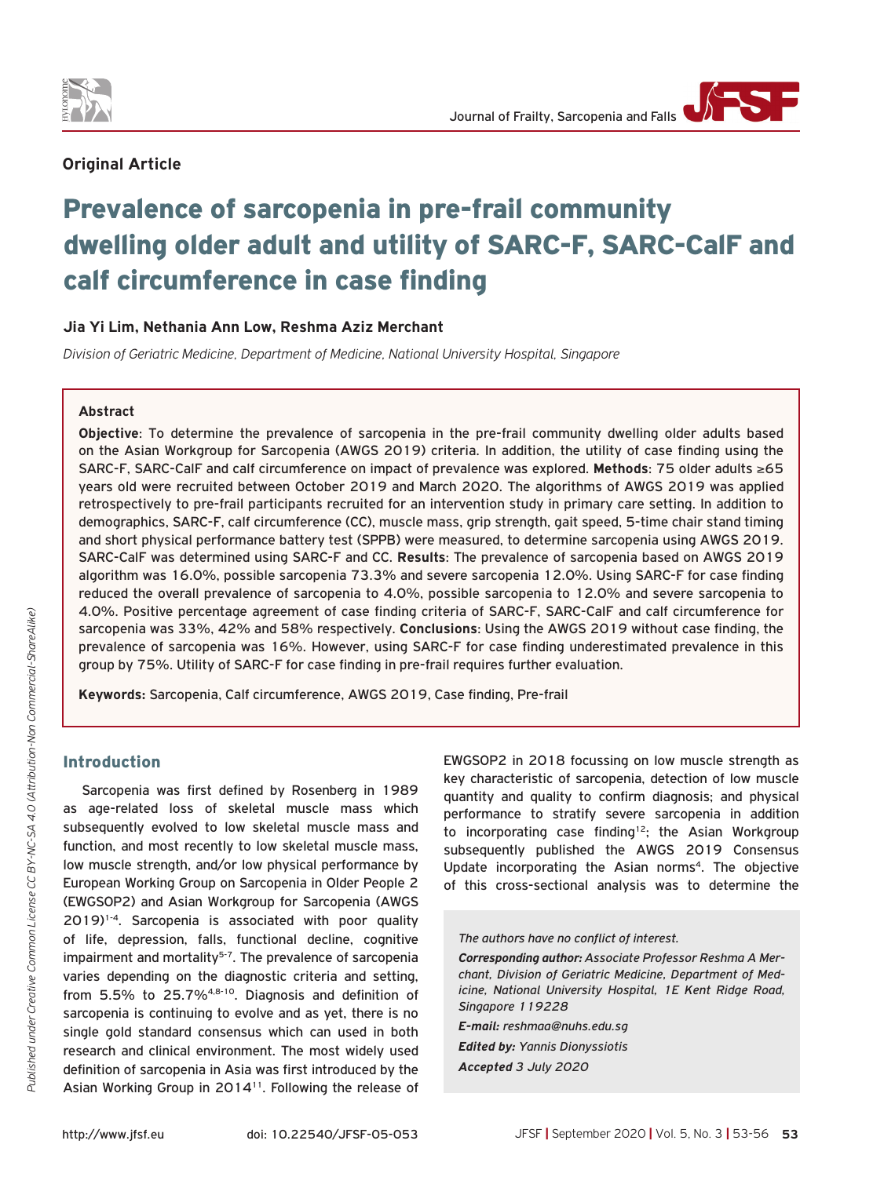**Original Article**

# Prevalence of sarcopenia in pre-frail community dwelling older adult and utility of SARC-F, SARC-CalF and calf circumference in case finding

**Jia Yi Lim, Nethania Ann Low, Reshma Aziz Merchant**

*Division of Geriatric Medicine, Department of Medicine, National University Hospital, Singapore*

**Abstract**

**Objective**: To determine the prevalence of sarcopenia in the pre-frail community dwelling older adults based on the Asian Workgroup for Sarcopenia (AWGS 2019) criteria. In addition, the utility of case finding using the SARC-F, SARC-CalF and calf circumference on impact of prevalence was explored. **Methods**: 75 older adults ≥65 years old were recruited between October 2019 and March 2020. The algorithms of AWGS 2019 was applied retrospectively to pre-frail participants recruited for an intervention study in primary care setting. In addition to demographics, SARC-F, calf circumference (CC), muscle mass, grip strength, gait speed, 5-time chair stand timing and short physical performance battery test (SPPB) were measured, to determine sarcopenia using AWGS 2019. SARC-CalF was determined using SARC-F and CC. **Results**: The prevalence of sarcopenia based on AWGS 2019 algorithm was 16.0%, possible sarcopenia 73.3% and severe sarcopenia 12.0%. Using SARC-F for case finding reduced the overall prevalence of sarcopenia to 4.0%, possible sarcopenia to 12.0% and severe sarcopenia to 4.0%. Positive percentage agreement of case finding criteria of SARC-F, SARC-CalF and calf circumference for sarcopenia was 33%, 42% and 58% respectively. **Conclusions**: Using the AWGS 2019 without case finding, the prevalence of sarcopenia was 16%. However, using SARC-F for case finding underestimated prevalence in this group by 75%. Utility of SARC-F for case finding in pre-frail requires further evaluation.

**Keywords:** Sarcopenia, Calf circumference, AWGS 2019, Case finding, Pre-frail

## Introduction

Sarcopenia was first defined by Rosenberg in 1989 as age-related loss of skeletal muscle mass which subsequently evolved to low skeletal muscle mass and function, and most recently to low skeletal muscle mass, low muscle strength, and/or low physical performance by European Working Group on Sarcopenia in Older People 2 (EWGSOP2) and Asian Workgroup for Sarcopenia (AWGS 2019)[1-4]. Sarcopenia is associated with poor quality of life, depression, falls, functional decline, cognitive impairment and mortality[5-7]. The prevalence of sarcopenia varies depending on the diagnostic criteria and setting, from 5.5% to 25.7%[4,8-10]. Diagnosis and definition of sarcopenia is continuing to evolve and as yet, there is no single gold standard consensus which can used in both research and clinical environment. The most widely used definition of sarcopenia in Asia was first introduced by the Asian Working Group in 2014[11]. Following the release of EWGSOP2 in 2018 focussing on low muscle strength as key characteristic of sarcopenia, detection of low muscle quantity and quality to confirm diagnosis; and physical performance to stratify severe sarcopenia in addition to incorporating case finding[12]; the Asian Workgroup subsequently published the AWGS 2019 Consensus Update incorporating the Asian norms[4]. The objective of this cross-sectional analysis was to determine the

*The authors have no conflict of interest.*

***Corresponding author:** Associate Professor Reshma A Merchant, Division of Geriatric Medicine, Department of Medicine, National University Hospital, 1E Kent Ridge Road, Singapore 119228*

***E-mail:** reshmaa@nuhs.edu.sg*

***Edited by:** Yannis Dionyssiotis*

***Accepted** 3 July 2020*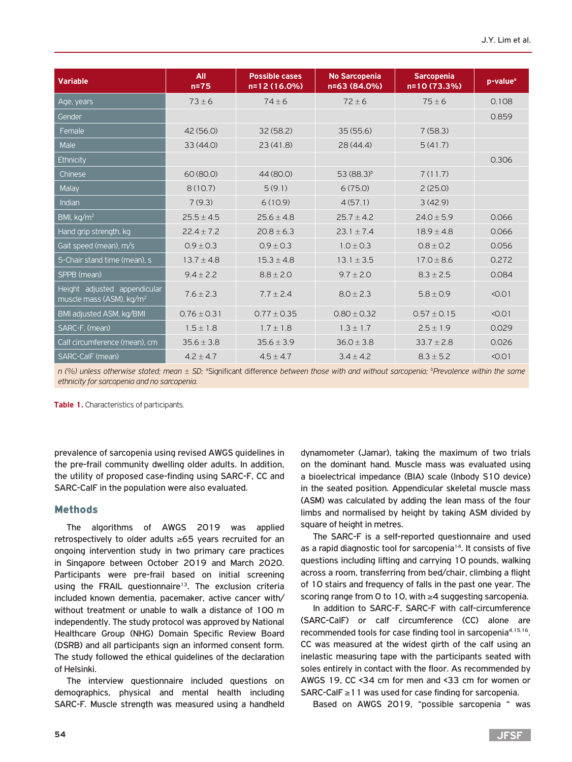| Variable | All n=75 | Possible cases n=12 (16.0%) | No Sarcopenia n=63 (84.0%) | Sarcopenia n=10 (73.3%) | p-value[a] |
|---|---|---|---|---|---|
| Age, years | 73 ± 6 | 74 ± 6 | 72 ± 6 | 75 ± 6 | 0.108 |
| Gender | | | | | 0.859 |
| Female | 42 (56.0) | 32 (58.2) | 35 (55.6) | 7 (58.3) | |
| Male | 33 (44.0) | 23 (41.8) | 28 (44.4) | 5 (41.7) | |
| Ethnicity | | | | | 0.306 |
| Chinese | 60 (80.0) | 44 (80.0) | 53 (88.3)[b] | 7 (11.7) | |
| Malay | 8 (10.7) | 5 (9.1) | 6 (75.0) | 2 (25.0) | |
| Indian | 7 (9.3) | 6 (10.9) | 4 (57.1) | 3 (42.9) | |
| BMI, kg/m$^2$ | 25.5 ± 4.5 | 25.6 ± 4.8 | 25.7 ± 4.2 | 24.0 ± 5.9 | 0.066 |
| Hand grip strength, kg | 22.4 ± 7.2 | 20.8 ± 6.3 | 23.1 ± 7.4 | 18.9 ± 4.8 | 0.066 |
| Gait speed (mean), m/s | 0.9 ± 0.3 | 0.9 ± 0.3 | 1.0 ± 0.3 | 0.8 ± 0.2 | 0.056 |
| 5-Chair stand time (mean), s | 13.7 ± 4.8 | 15.3 ± 4.8 | 13.1 ± 3.5 | 17.0 ± 8.6 | 0.272 |
| SPPB (mean) | 9.4 ± 2.2 | 8.8 ± 2.0 | 9.7 ± 2.0 | 8.3 ± 2.5 | 0.084 |
| Height adjusted appendicular muscle mass (ASM), kg/m$^2$ | 7.6 ± 2.3 | 7.7 ± 2.4 | 8.0 ± 2.3 | 5.8 ± 0.9 | <0.01 |
| BMI adjusted ASM, kg/BMI | 0.76 ± 0.31 | 0.77 ± 0.35 | 0.80 ± 0.32 | 0.57 ± 0.15 | <0.01 |
| SARC-F, (mean) | 1.5 ± 1.8 | 1.7 ± 1.8 | 1.3 ± 1.7 | 2.5 ± 1.9 | 0.029 |
| Calf circumference (mean), cm | 35.6 ± 3.8 | 35.6 ± 3.9 | 36.0 ± 3.8 | 33.7 ± 2.8 | 0.026 |
| SARC-CalF (mean) | 4.2 ± 4.7 | 4.5 ± 4.7 | 3.4 ± 4.2 | 8.3 ± 5.2 | <0.01 |

*n (%) unless otherwise stated; mean ± SD;* [a]Significant difference *between those with and without sarcopenia;* [b]*Prevalence within the same ethnicity for sarcopenia and no sarcopenia.*

**Table 1.** Characteristics of participants.

prevalence of sarcopenia using revised AWGS guidelines in the pre-frail community dwelling older adults. In addition, the utility of proposed case-finding using SARC-F, CC and SARC-CalF in the population were also evaluated.

## Methods

The algorithms of AWGS 2019 was applied retrospectively to older adults ≥65 years recruited for an ongoing intervention study in two primary care practices in Singapore between October 2019 and March 2020. Participants were pre-frail based on initial screening using the FRAIL questionnaire[13]. The exclusion criteria included known dementia, pacemaker, active cancer with/without treatment or unable to walk a distance of 100 m independently. The study protocol was approved by National Healthcare Group (NHG) Domain Specific Review Board (DSRB) and all participants sign an informed consent form. The study followed the ethical guidelines of the declaration of Helsinki.

The interview questionnaire included questions on demographics, physical and mental health including SARC-F. Muscle strength was measured using a handheld dynamometer (Jamar), taking the maximum of two trials on the dominant hand. Muscle mass was evaluated using a bioelectrical impedance (BIA) scale (Inbody S10 device) in the seated position. Appendicular skeletal muscle mass (ASM) was calculated by adding the lean mass of the four limbs and normalised by height by taking ASM divided by square of height in metres.

The SARC-F is a self-reported questionnaire and used as a rapid diagnostic tool for sarcopenia[14]. It consists of five questions including lifting and carrying 10 pounds, walking across a room, transferring from bed/chair, climbing a flight of 10 stairs and frequency of falls in the past one year. The scoring range from 0 to 10, with ≥4 suggesting sarcopenia.

In addition to SARC-F, SARC-F with calf-circumference (SARC-CalF) or calf circumference (CC) alone are recommended tools for case finding tool in sarcopenia[4,15,16]. CC was measured at the widest girth of the calf using an inelastic measuring tape with the participants seated with soles entirely in contact with the floor. As recommended by AWGS 19, CC <34 cm for men and <33 cm for women or SARC-CalF ≥11 was used for case finding for sarcopenia.

Based on AWGS 2019, "possible sarcopenia " was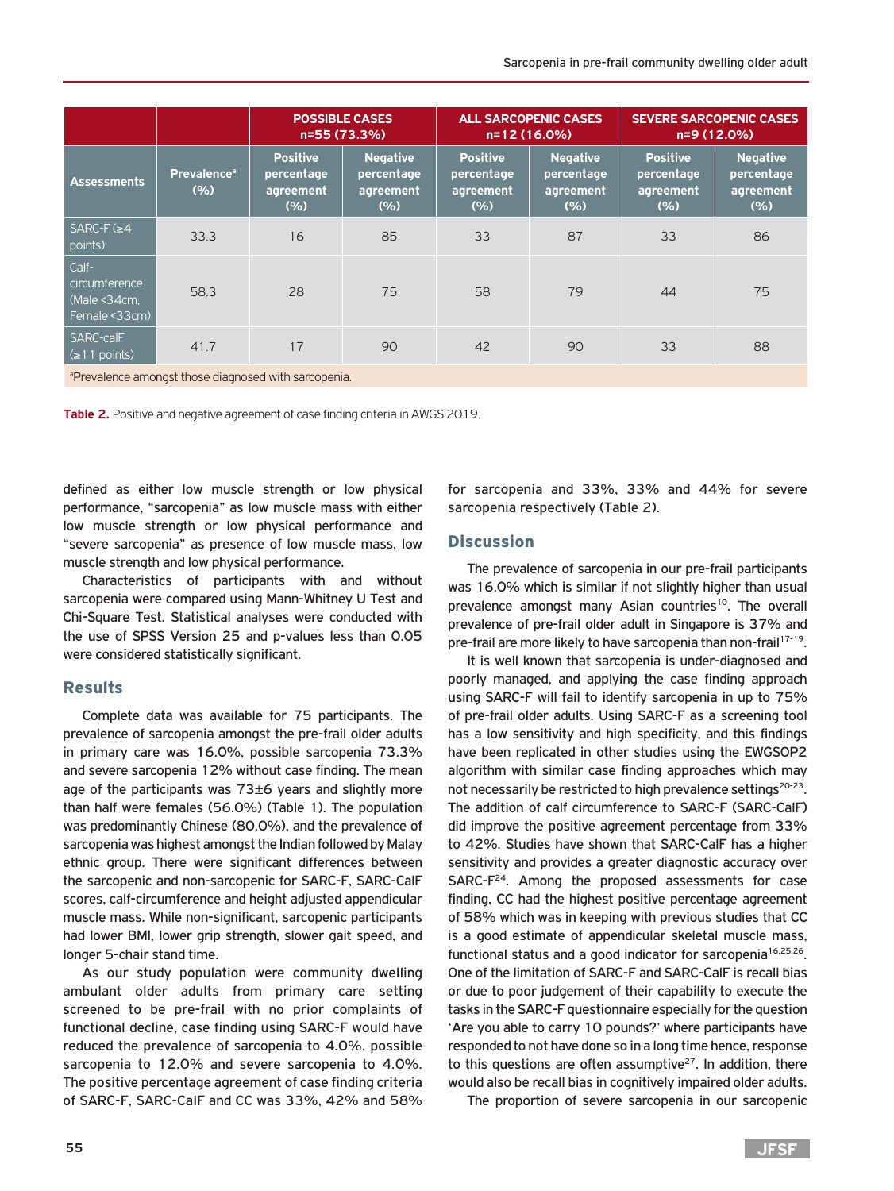| | | POSSIBLE CASES n=55 (73.3%) | | ALL SARCOPENIC CASES n=12 (16.0%) | | SEVERE SARCOPENIC CASES n=9 (12.0%) | |
|---|---|---|---|---|---|---|---|
| Assessments | Prevalence[a] (%) | Positive percentage agreement (%) | Negative percentage agreement (%) | Positive percentage agreement (%) | Negative percentage agreement (%) | Positive percentage agreement (%) | Negative percentage agreement (%) |
| SARC-F (≥4 points) | 33.3 | 16 | 85 | 33 | 87 | 33 | 86 |
| Calf-circumference (Male <34cm; Female <33cm) | 58.3 | 28 | 75 | 58 | 79 | 44 | 75 |
| SARC-calF (≥11 points) | 41.7 | 17 | 90 | 42 | 90 | 33 | 88 |

[a]Prevalence amongst those diagnosed with sarcopenia.

**Table 2.** Positive and negative agreement of case finding criteria in AWGS 2019.

defined as either low muscle strength or low physical performance, "sarcopenia" as low muscle mass with either low muscle strength or low physical performance and "severe sarcopenia" as presence of low muscle mass, low muscle strength and low physical performance.

Characteristics of participants with and without sarcopenia were compared using Mann-Whitney U Test and Chi-Square Test. Statistical analyses were conducted with the use of SPSS Version 25 and p-values less than 0.05 were considered statistically significant.

## Results

Complete data was available for 75 participants. The prevalence of sarcopenia amongst the pre-frail older adults in primary care was 16.0%, possible sarcopenia 73.3% and severe sarcopenia 12% without case finding. The mean age of the participants was 73±6 years and slightly more than half were females (56.0%) (Table 1). The population was predominantly Chinese (80.0%), and the prevalence of sarcopenia was highest amongst the Indian followed by Malay ethnic group. There were significant differences between the sarcopenic and non-sarcopenic for SARC-F, SARC-CalF scores, calf-circumference and height adjusted appendicular muscle mass. While non-significant, sarcopenic participants had lower BMI, lower grip strength, slower gait speed, and longer 5-chair stand time.

As our study population were community dwelling ambulant older adults from primary care setting screened to be pre-frail with no prior complaints of functional decline, case finding using SARC-F would have reduced the prevalence of sarcopenia to 4.0%, possible sarcopenia to 12.0% and severe sarcopenia to 4.0%. The positive percentage agreement of case finding criteria of SARC-F, SARC-CalF and CC was 33%, 42% and 58% for sarcopenia and 33%, 33% and 44% for severe sarcopenia respectively (Table 2).

## Discussion

The prevalence of sarcopenia in our pre-frail participants was 16.0% which is similar if not slightly higher than usual prevalence amongst many Asian countries[10]. The overall prevalence of pre-frail older adult in Singapore is 37% and pre-frail are more likely to have sarcopenia than non-frail[17-19].

It is well known that sarcopenia is under-diagnosed and poorly managed, and applying the case finding approach using SARC-F will fail to identify sarcopenia in up to 75% of pre-frail older adults. Using SARC-F as a screening tool has a low sensitivity and high specificity, and this findings have been replicated in other studies using the EWGSOP2 algorithm with similar case finding approaches which may not necessarily be restricted to high prevalence settings[20-23]. The addition of calf circumference to SARC-F (SARC-CalF) did improve the positive agreement percentage from 33% to 42%. Studies have shown that SARC-CalF has a higher sensitivity and provides a greater diagnostic accuracy over SARC-F[24]. Among the proposed assessments for case finding, CC had the highest positive percentage agreement of 58% which was in keeping with previous studies that CC is a good estimate of appendicular skeletal muscle mass, functional status and a good indicator for sarcopenia[16,25,26]. One of the limitation of SARC-F and SARC-CalF is recall bias or due to poor judgement of their capability to execute the tasks in the SARC-F questionnaire especially for the question 'Are you able to carry 10 pounds?' where participants have responded to not have done so in a long time hence, response to this questions are often assumptive[27]. In addition, there would also be recall bias in cognitively impaired older adults.

The proportion of severe sarcopenia in our sarcopenic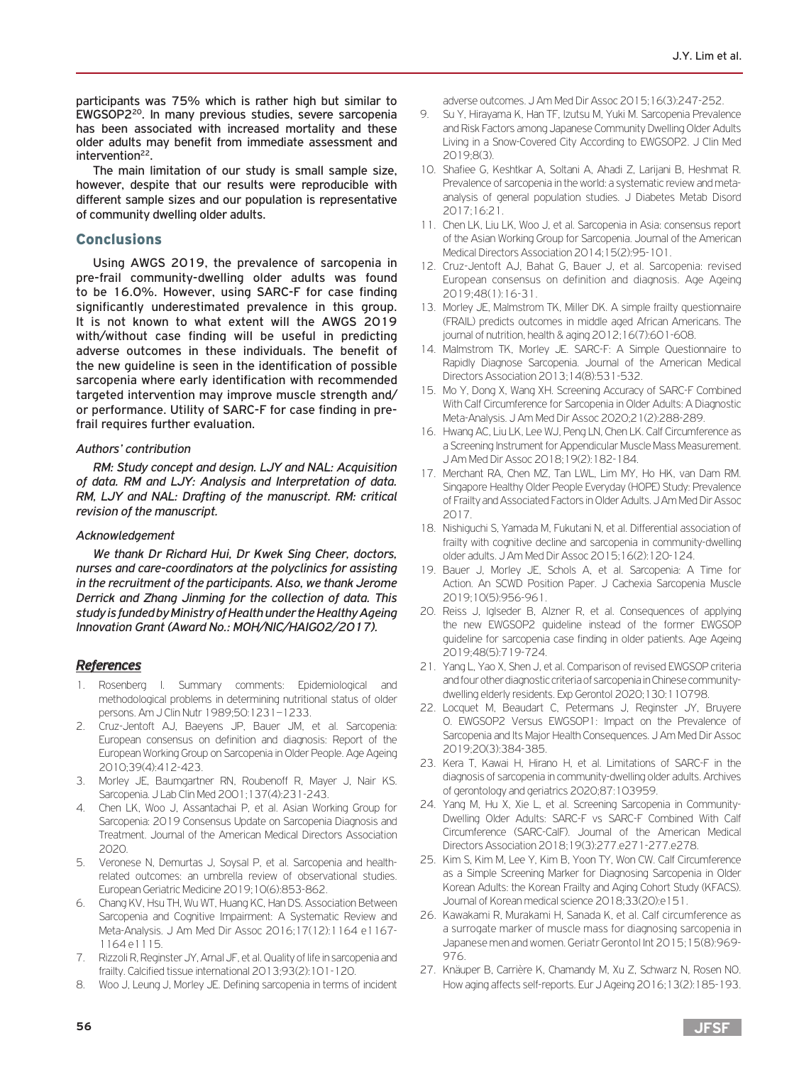participants was 75% which is rather high but similar to EWGSOP2[20]. In many previous studies, severe sarcopenia has been associated with increased mortality and these older adults may benefit from immediate assessment and intervention[22].

The main limitation of our study is small sample size, however, despite that our results were reproducible with different sample sizes and our population is representative of community dwelling older adults.

## Conclusions

Using AWGS 2019, the prevalence of sarcopenia in pre-frail community-dwelling older adults was found to be 16.0%. However, using SARC-F for case finding significantly underestimated prevalence in this group. It is not known to what extent will the AWGS 2019 with/without case finding will be useful in predicting adverse outcomes in these individuals. The benefit of the new guideline is seen in the identification of possible sarcopenia where early identification with recommended targeted intervention may improve muscle strength and/or performance. Utility of SARC-F for case finding in pre-frail requires further evaluation.

*Authors' contribution*

*RM: Study concept and design. LJY and NAL: Acquisition of data. RM and LJY: Analysis and Interpretation of data. RM, LJY and NAL: Drafting of the manuscript. RM: critical revision of the manuscript.*

*Acknowledgement*

*We thank Dr Richard Hui, Dr Kwek Sing Cheer, doctors, nurses and care-coordinators at the polyclinics for assisting in the recruitment of the participants. Also, we thank Jerome Derrick and Zhang Jinming for the collection of data. This study is funded by Ministry of Health under the Healthy Ageing Innovation Grant (Award No.: MOH/NIC/HAIG02/2017).*

## References

1. Rosenberg I. Summary comments: Epidemiological and methodological problems in determining nutritional status of older persons. Am J Clin Nutr 1989;50:1231–1233.
2. Cruz-Jentoft AJ, Baeyens JP, Bauer JM, et al. Sarcopenia: European consensus on definition and diagnosis: Report of the European Working Group on Sarcopenia in Older People. Age Ageing 2010;39(4):412-423.
3. Morley JE, Baumgartner RN, Roubenoff R, Mayer J, Nair KS. Sarcopenia. J Lab Clin Med 2001;137(4):231-243.
4. Chen LK, Woo J, Assantachai P, et al. Asian Working Group for Sarcopenia: 2019 Consensus Update on Sarcopenia Diagnosis and Treatment. Journal of the American Medical Directors Association 2020.
5. Veronese N, Demurtas J, Soysal P, et al. Sarcopenia and health-related outcomes: an umbrella review of observational studies. European Geriatric Medicine 2019;10(6):853-862.
6. Chang KV, Hsu TH, Wu WT, Huang KC, Han DS. Association Between Sarcopenia and Cognitive Impairment: A Systematic Review and Meta-Analysis. J Am Med Dir Assoc 2016;17(12):1164 e1167-1164 e1115.
7. Rizzoli R, Reginster JY, Arnal JF, et al. Quality of life in sarcopenia and frailty. Calcified tissue international 2013;93(2):101-120.
8. Woo J, Leung J, Morley JE. Defining sarcopenia in terms of incident adverse outcomes. J Am Med Dir Assoc 2015;16(3):247-252.
9. Su Y, Hirayama K, Han TF, Izutsu M, Yuki M. Sarcopenia Prevalence and Risk Factors among Japanese Community Dwelling Older Adults Living in a Snow-Covered City According to EWGSOP2. J Clin Med 2019;8(3).
10. Shafiee G, Keshtkar A, Soltani A, Ahadi Z, Larijani B, Heshmat R. Prevalence of sarcopenia in the world: a systematic review and meta-analysis of general population studies. J Diabetes Metab Disord 2017;16:21.
11. Chen LK, Liu LK, Woo J, et al. Sarcopenia in Asia: consensus report of the Asian Working Group for Sarcopenia. Journal of the American Medical Directors Association 2014;15(2):95-101.
12. Cruz-Jentoft AJ, Bahat G, Bauer J, et al. Sarcopenia: revised European consensus on definition and diagnosis. Age Ageing 2019;48(1):16-31.
13. Morley JE, Malmstrom TK, Miller DK. A simple frailty questionnaire (FRAIL) predicts outcomes in middle aged African Americans. The journal of nutrition, health & aging 2012;16(7):601-608.
14. Malmstrom TK, Morley JE. SARC-F: A Simple Questionnaire to Rapidly Diagnose Sarcopenia. Journal of the American Medical Directors Association 2013;14(8):531-532.
15. Mo Y, Dong X, Wang XH. Screening Accuracy of SARC-F Combined With Calf Circumference for Sarcopenia in Older Adults: A Diagnostic Meta-Analysis. J Am Med Dir Assoc 2020;21(2):288-289.
16. Hwang AC, Liu LK, Lee WJ, Peng LN, Chen LK. Calf Circumference as a Screening Instrument for Appendicular Muscle Mass Measurement. J Am Med Dir Assoc 2018;19(2):182-184.
17. Merchant RA, Chen MZ, Tan LWL, Lim MY, Ho HK, van Dam RM. Singapore Healthy Older People Everyday (HOPE) Study: Prevalence of Frailty and Associated Factors in Older Adults. J Am Med Dir Assoc 2017.
18. Nishiguchi S, Yamada M, Fukutani N, et al. Differential association of frailty with cognitive decline and sarcopenia in community-dwelling older adults. J Am Med Dir Assoc 2015;16(2):120-124.
19. Bauer J, Morley JE, Schols A, et al. Sarcopenia: A Time for Action. An SCWD Position Paper. J Cachexia Sarcopenia Muscle 2019;10(5):956-961.
20. Reiss J, Iglseder B, Alzner R, et al. Consequences of applying the new EWGSOP2 guideline instead of the former EWGSOP guideline for sarcopenia case finding in older patients. Age Ageing 2019;48(5):719-724.
21. Yang L, Yao X, Shen J, et al. Comparison of revised EWGSOP criteria and four other diagnostic criteria of sarcopenia in Chinese community-dwelling elderly residents. Exp Gerontol 2020;130:110798.
22. Locquet M, Beaudart C, Petermans J, Reginster JY, Bruyere O. EWGSOP2 Versus EWGSOP1: Impact on the Prevalence of Sarcopenia and Its Major Health Consequences. J Am Med Dir Assoc 2019;20(3):384-385.
23. Kera T, Kawai H, Hirano H, et al. Limitations of SARC-F in the diagnosis of sarcopenia in community-dwelling older adults. Archives of gerontology and geriatrics 2020;87:103959.
24. Yang M, Hu X, Xie L, et al. Screening Sarcopenia in Community-Dwelling Older Adults: SARC-F vs SARC-F Combined With Calf Circumference (SARC-CalF). Journal of the American Medical Directors Association 2018;19(3):277.e271-277.e278.
25. Kim S, Kim M, Lee Y, Kim B, Yoon TY, Won CW. Calf Circumference as a Simple Screening Marker for Diagnosing Sarcopenia in Older Korean Adults: the Korean Frailty and Aging Cohort Study (KFACS). Journal of Korean medical science 2018;33(20):e151.
26. Kawakami R, Murakami H, Sanada K, et al. Calf circumference as a surrogate marker of muscle mass for diagnosing sarcopenia in Japanese men and women. Geriatr Gerontol Int 2015;15(8):969-976.
27. Knäuper B, Carrière K, Chamandy M, Xu Z, Schwarz N, Rosen NO. How aging affects self-reports. Eur J Ageing 2016;13(2):185-193.